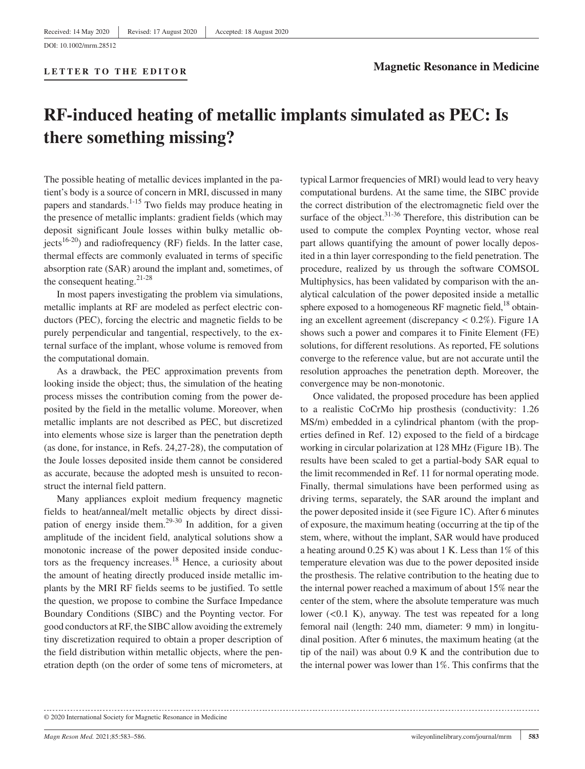Received: 14 May 2020 | Revised: 17 August 2020 | Accepted: 18 August 2020

DOI: 10.1002/mrm.28512

**LETTER TO THE EDITOR**

# RF-induced heating of metallic implants simulated as PEC: Is there something missing?

The possible heating of metallic devices implanted in the patient's body is a source of concern in MRI, discussed in many papers and standards.[1-15] Two fields may produce heating in the presence of metallic implants: gradient fields (which may deposit significant Joule losses within bulky metallic objects[16-20]) and radiofrequency (RF) fields. In the latter case, thermal effects are commonly evaluated in terms of specific absorption rate (SAR) around the implant and, sometimes, of the consequent heating.[21-28]

In most papers investigating the problem via simulations, metallic implants at RF are modeled as perfect electric conductors (PEC), forcing the electric and magnetic fields to be purely perpendicular and tangential, respectively, to the external surface of the implant, whose volume is removed from the computational domain.

As a drawback, the PEC approximation prevents from looking inside the object; thus, the simulation of the heating process misses the contribution coming from the power deposited by the field in the metallic volume. Moreover, when metallic implants are not described as PEC, but discretized into elements whose size is larger than the penetration depth (as done, for instance, in Refs. 24,27-28), the computation of the Joule losses deposited inside them cannot be considered as accurate, because the adopted mesh is unsuited to reconstruct the internal field pattern.

Many appliances exploit medium frequency magnetic fields to heat/anneal/melt metallic objects by direct dissipation of energy inside them.[29-30] In addition, for a given amplitude of the incident field, analytical solutions show a monotonic increase of the power deposited inside conductors as the frequency increases.[18] Hence, a curiosity about the amount of heating directly produced inside metallic implants by the MRI RF fields seems to be justified. To settle the question, we propose to combine the Surface Impedance Boundary Conditions (SIBC) and the Poynting vector. For good conductors at RF, the SIBC allow avoiding the extremely tiny discretization required to obtain a proper description of the field distribution within metallic objects, where the penetration depth (on the order of some tens of micrometers, at typical Larmor frequencies of MRI) would lead to very heavy computational burdens. At the same time, the SIBC provide the correct distribution of the electromagnetic field over the surface of the object.[31-36] Therefore, this distribution can be used to compute the complex Poynting vector, whose real part allows quantifying the amount of power locally deposited in a thin layer corresponding to the field penetration. The procedure, realized by us through the software COMSOL Multiphysics, has been validated by comparison with the analytical calculation of the power deposited inside a metallic sphere exposed to a homogeneous RF magnetic field,[18] obtaining an excellent agreement (discrepancy $< 0.2\%$). Figure 1A shows such a power and compares it to Finite Element (FE) solutions, for different resolutions. As reported, FE solutions converge to the reference value, but are not accurate until the resolution approaches the penetration depth. Moreover, the convergence may be non-monotonic.

Once validated, the proposed procedure has been applied to a realistic CoCrMo hip prosthesis (conductivity: 1.26 MS/m) embedded in a cylindrical phantom (with the properties defined in Ref. 12) exposed to the field of a birdcage working in circular polarization at 128 MHz (Figure 1B). The results have been scaled to get a partial-body SAR equal to the limit recommended in Ref. 11 for normal operating mode. Finally, thermal simulations have been performed using as driving terms, separately, the SAR around the implant and the power deposited inside it (see Figure 1C). After 6 minutes of exposure, the maximum heating (occurring at the tip of the stem, where, without the implant, SAR would have produced a heating around 0.25 K) was about 1 K. Less than 1% of this temperature elevation was due to the power deposited inside the prosthesis. The relative contribution to the heating due to the internal power reached a maximum of about 15% near the center of the stem, where the absolute temperature was much lower ($<0.1$ K), anyway. The test was repeated for a long femoral nail (length: 240 mm, diameter: 9 mm) in longitudinal position. After 6 minutes, the maximum heating (at the tip of the nail) was about 0.9 K and the contribution due to the internal power was lower than 1%. This confirms that the

© 2020 International Society for Magnetic Resonance in Medicine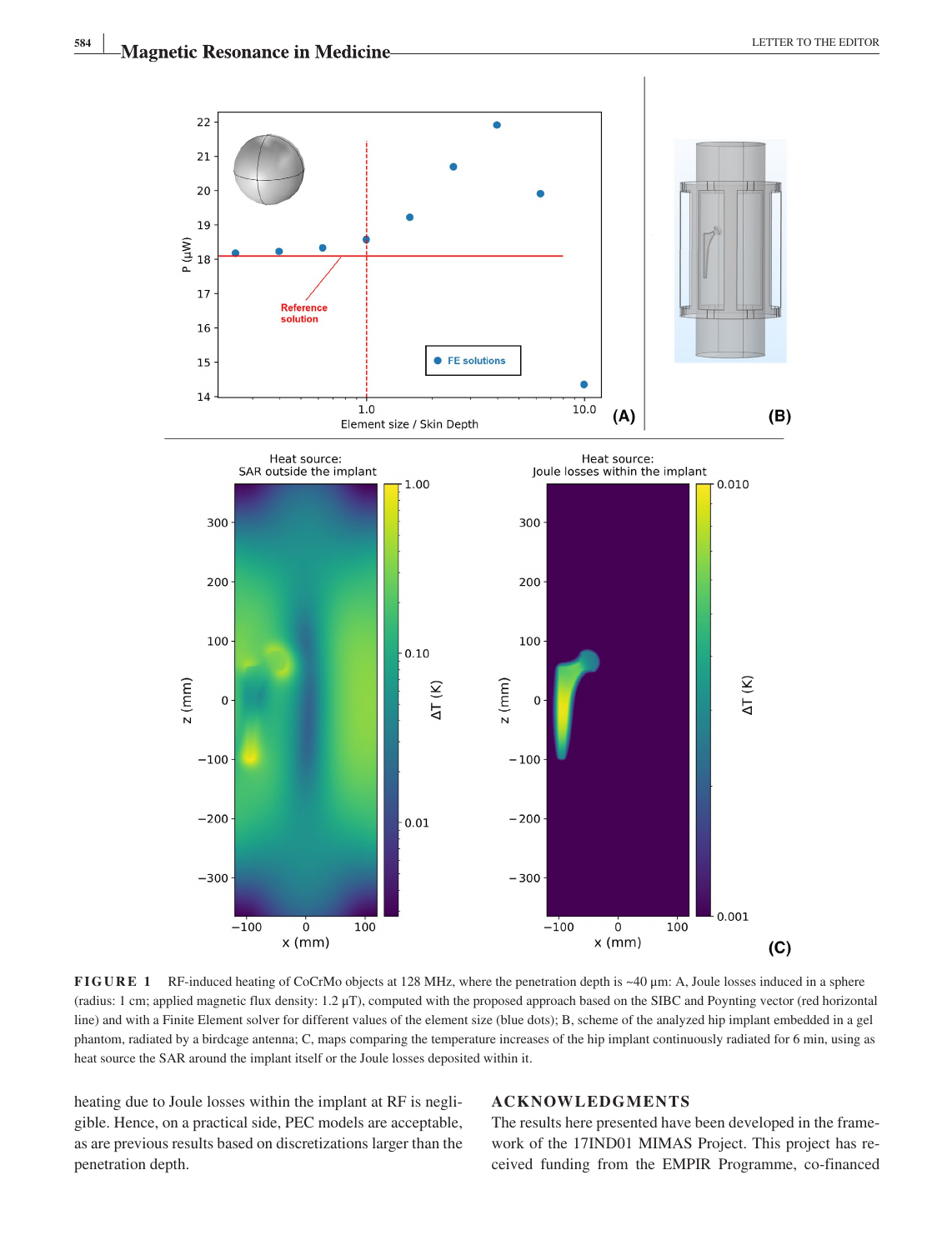**FIGURE 1** RF-induced heating of CoCrMo objects at 128 MHz, where the penetration depth is ~40 μm: A, Joule losses induced in a sphere (radius: 1 cm; applied magnetic flux density: 1.2 μT), computed with the proposed approach based on the SIBC and Poynting vector (red horizontal line) and with a Finite Element solver for different values of the element size (blue dots); B, scheme of the analyzed hip implant embedded in a gel phantom, radiated by a birdcage antenna; C, maps comparing the temperature increases of the hip implant continuously radiated for 6 min, using as heat source the SAR around the implant itself or the Joule losses deposited within it.

heating due to Joule losses within the implant at RF is negligible. Hence, on a practical side, PEC models are acceptable, as are previous results based on discretizations larger than the penetration depth.

## ACKNOWLEDGMENTS

The results here presented have been developed in the framework of the 17IND01 MIMAS Project. This project has received funding from the EMPIR Programme, co-financed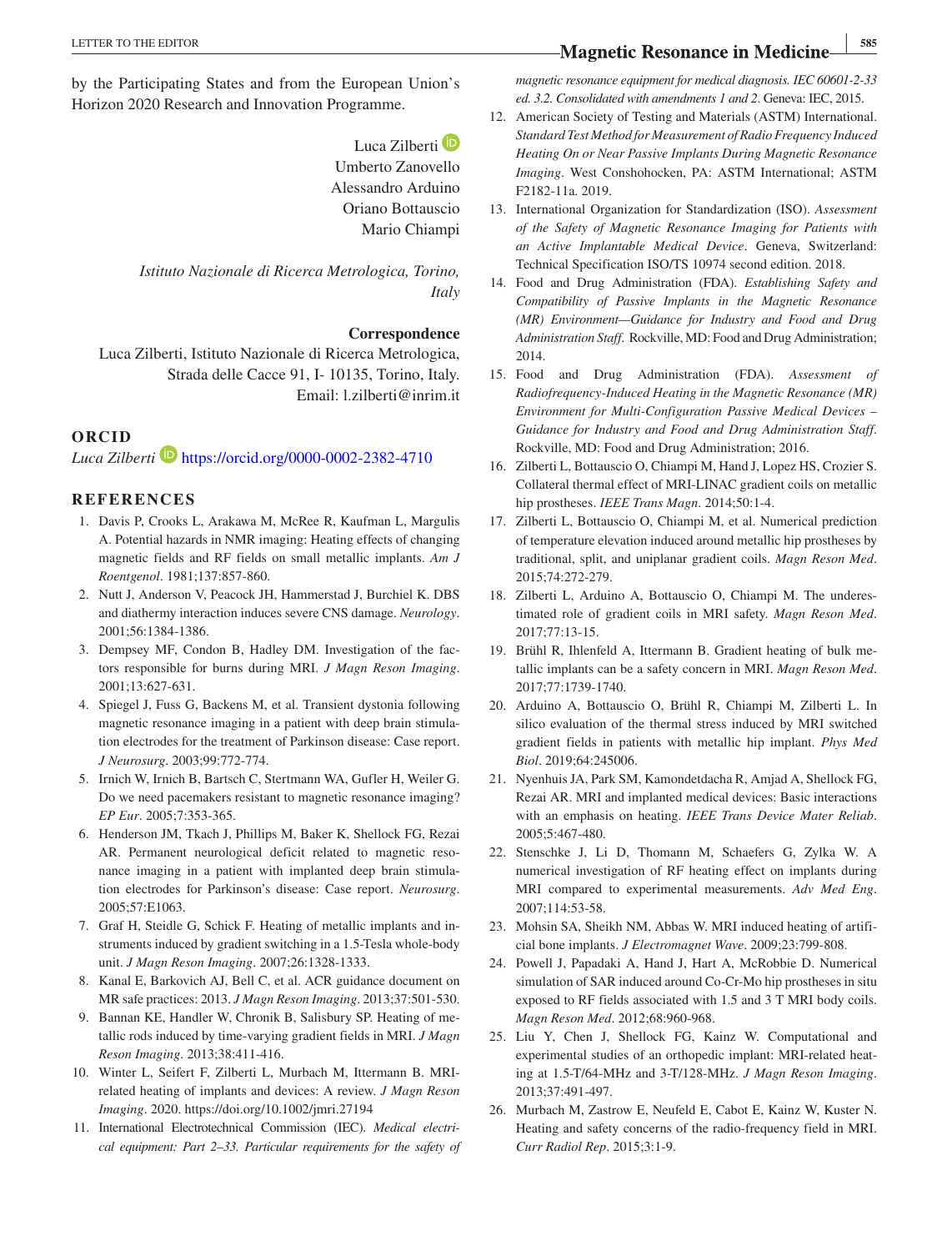by the Participating States and from the European Union's Horizon 2020 Research and Innovation Programme.

Luca Zilberti
Umberto Zanovello
Alessandro Arduino
Oriano Bottauscio
Mario Chiampi

*Istituto Nazionale di Ricerca Metrologica, Torino, Italy*

**Correspondence**
Luca Zilberti, Istituto Nazionale di Ricerca Metrologica, Strada delle Cacce 91, I- 10135, Torino, Italy.
Email: l.zilberti@inrim.it

## ORCID

*Luca Zilberti* https://orcid.org/0000-0002-2382-4710

## REFERENCES

1. Davis P, Crooks L, Arakawa M, McRee R, Kaufman L, Margulis A. Potential hazards in NMR imaging: Heating effects of changing magnetic fields and RF fields on small metallic implants. *Am J Roentgenol*. 1981;137:857-860.
2. Nutt J, Anderson V, Peacock JH, Hammerstad J, Burchiel K. DBS and diathermy interaction induces severe CNS damage. *Neurology*. 2001;56:1384-1386.
3. Dempsey MF, Condon B, Hadley DM. Investigation of the factors responsible for burns during MRI. *J Magn Reson Imaging*. 2001;13:627-631.
4. Spiegel J, Fuss G, Backens M, et al. Transient dystonia following magnetic resonance imaging in a patient with deep brain stimulation electrodes for the treatment of Parkinson disease: Case report. *J Neurosurg*. 2003;99:772-774.
5. Irnich W, Irnich B, Bartsch C, Stertmann WA, Gufler H, Weiler G. Do we need pacemakers resistant to magnetic resonance imaging? *EP Eur*. 2005;7:353-365.
6. Henderson JM, Tkach J, Phillips M, Baker K, Shellock FG, Rezai AR. Permanent neurological deficit related to magnetic resonance imaging in a patient with implanted deep brain stimulation electrodes for Parkinson's disease: Case report. *Neurosurg*. 2005;57:E1063.
7. Graf H, Steidle G, Schick F. Heating of metallic implants and instruments induced by gradient switching in a 1.5-Tesla whole-body unit. *J Magn Reson Imaging*. 2007;26:1328-1333.
8. Kanal E, Barkovich AJ, Bell C, et al. ACR guidance document on MR safe practices: 2013. *J Magn Reson Imaging*. 2013;37:501-530.
9. Bannan KE, Handler W, Chronik B, Salisbury SP. Heating of metallic rods induced by time-varying gradient fields in MRI. *J Magn Reson Imaging*. 2013;38:411-416.
10. Winter L, Seifert F, Zilberti L, Murbach M, Ittermann B. MRI-related heating of implants and devices: A review. *J Magn Reson Imaging*. 2020. https://doi.org/10.1002/jmri.27194
11. International Electrotechnical Commission (IEC). *Medical electrical equipment: Part 2–33. Particular requirements for the safety of magnetic resonance equipment for medical diagnosis. IEC 60601-2-33 ed. 3.2. Consolidated with amendments 1 and 2*. Geneva: IEC, 2015.
12. American Society of Testing and Materials (ASTM) International. *Standard Test Method for Measurement of Radio Frequency Induced Heating On or Near Passive Implants During Magnetic Resonance Imaging*. West Conshohocken, PA: ASTM International; ASTM F2182-11a. 2019.
13. International Organization for Standardization (ISO). *Assessment of the Safety of Magnetic Resonance Imaging for Patients with an Active Implantable Medical Device*. Geneva, Switzerland: Technical Specification ISO/TS 10974 second edition. 2018.
14. Food and Drug Administration (FDA). *Establishing Safety and Compatibility of Passive Implants in the Magnetic Resonance (MR) Environment—Guidance for Industry and Food and Drug Administration Staff*. Rockville, MD: Food and Drug Administration; 2014.
15. Food and Drug Administration (FDA). *Assessment of Radiofrequency-Induced Heating in the Magnetic Resonance (MR) Environment for Multi-Configuration Passive Medical Devices – Guidance for Industry and Food and Drug Administration Staff*. Rockville, MD: Food and Drug Administration; 2016.
16. Zilberti L, Bottauscio O, Chiampi M, Hand J, Lopez HS, Crozier S. Collateral thermal effect of MRI-LINAC gradient coils on metallic hip prostheses. *IEEE Trans Magn*. 2014;50:1-4.
17. Zilberti L, Bottauscio O, Chiampi M, et al. Numerical prediction of temperature elevation induced around metallic hip prostheses by traditional, split, and uniplanar gradient coils. *Magn Reson Med*. 2015;74:272-279.
18. Zilberti L, Arduino A, Bottauscio O, Chiampi M. The underestimated role of gradient coils in MRI safety. *Magn Reson Med*. 2017;77:13-15.
19. Brühl R, Ihlenfeld A, Ittermann B. Gradient heating of bulk metallic implants can be a safety concern in MRI. *Magn Reson Med*. 2017;77:1739-1740.
20. Arduino A, Bottauscio O, Brühl R, Chiampi M, Zilberti L. In silico evaluation of the thermal stress induced by MRI switched gradient fields in patients with metallic hip implant. *Phys Med Biol*. 2019;64:245006.
21. Nyenhuis JA, Park SM, Kamondetdacha R, Amjad A, Shellock FG, Rezai AR. MRI and implanted medical devices: Basic interactions with an emphasis on heating. *IEEE Trans Device Mater Reliab*. 2005;5:467-480.
22. Stenschke J, Li D, Thomann M, Schaefers G, Zylka W. A numerical investigation of RF heating effect on implants during MRI compared to experimental measurements. *Adv Med Eng*. 2007;114:53-58.
23. Mohsin SA, Sheikh NM, Abbas W. MRI induced heating of artificial bone implants. *J Electromagnet Wave*. 2009;23:799-808.
24. Powell J, Papadaki A, Hand J, Hart A, McRobbie D. Numerical simulation of SAR induced around Co-Cr-Mo hip prostheses in situ exposed to RF fields associated with 1.5 and 3 T MRI body coils. *Magn Reson Med*. 2012;68:960-968.
25. Liu Y, Chen J, Shellock FG, Kainz W. Computational and experimental studies of an orthopedic implant: MRI-related heating at 1.5-T/64-MHz and 3-T/128-MHz. *J Magn Reson Imaging*. 2013;37:491-497.
26. Murbach M, Zastrow E, Neufeld E, Cabot E, Kainz W, Kuster N. Heating and safety concerns of the radio-frequency field in MRI. *Curr Radiol Rep*. 2015;3:1-9.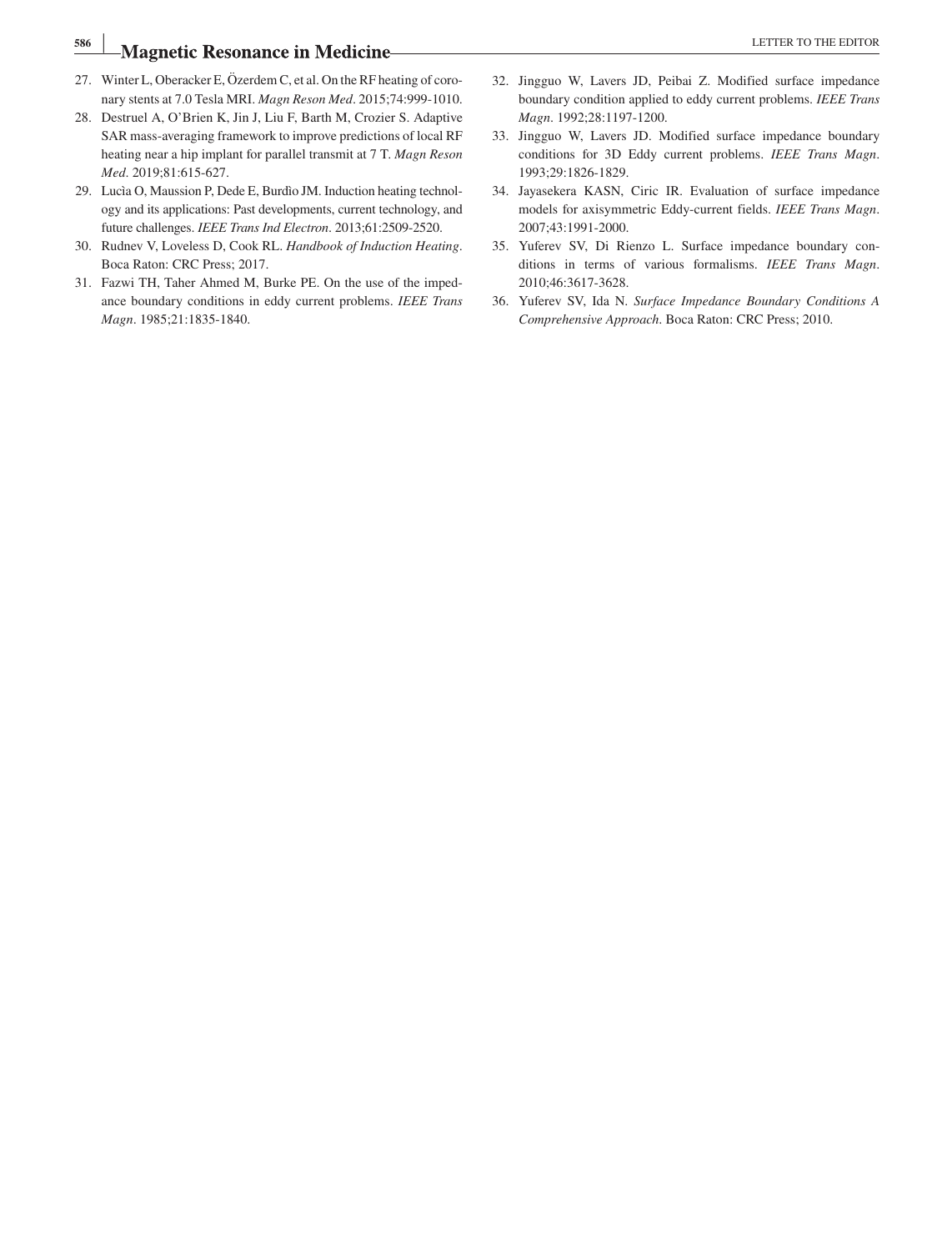27. Winter L, Oberacker E, Özerdem C, et al. On the RF heating of coronary stents at 7.0 Tesla MRI. *Magn Reson Med*. 2015;74:999-1010.
28. Destruel A, O'Brien K, Jin J, Liu F, Barth M, Crozier S. Adaptive SAR mass-averaging framework to improve predictions of local RF heating near a hip implant for parallel transmit at 7 T. *Magn Reson Med*. 2019;81:615-627.
29. Lucìa O, Maussion P, Dede E, Burdìo JM. Induction heating technology and its applications: Past developments, current technology, and future challenges. *IEEE Trans Ind Electron*. 2013;61:2509-2520.
30. Rudnev V, Loveless D, Cook RL. *Handbook of Induction Heating*. Boca Raton: CRC Press; 2017.
31. Fazwi TH, Taher Ahmed M, Burke PE. On the use of the impedance boundary conditions in eddy current problems. *IEEE Trans Magn*. 1985;21:1835-1840.
32. Jingguo W, Lavers JD, Peibai Z. Modified surface impedance boundary condition applied to eddy current problems. *IEEE Trans Magn*. 1992;28:1197-1200.
33. Jingguo W, Lavers JD. Modified surface impedance boundary conditions for 3D Eddy current problems. *IEEE Trans Magn*. 1993;29:1826-1829.
34. Jayasekera KASN, Ciric IR. Evaluation of surface impedance models for axisymmetric Eddy-current fields. *IEEE Trans Magn*. 2007;43:1991-2000.
35. Yuferev SV, Di Rienzo L. Surface impedance boundary conditions in terms of various formalisms. *IEEE Trans Magn*. 2010;46:3617-3628.
36. Yuferev SV, Ida N. *Surface Impedance Boundary Conditions A Comprehensive Approach*. Boca Raton: CRC Press; 2010.